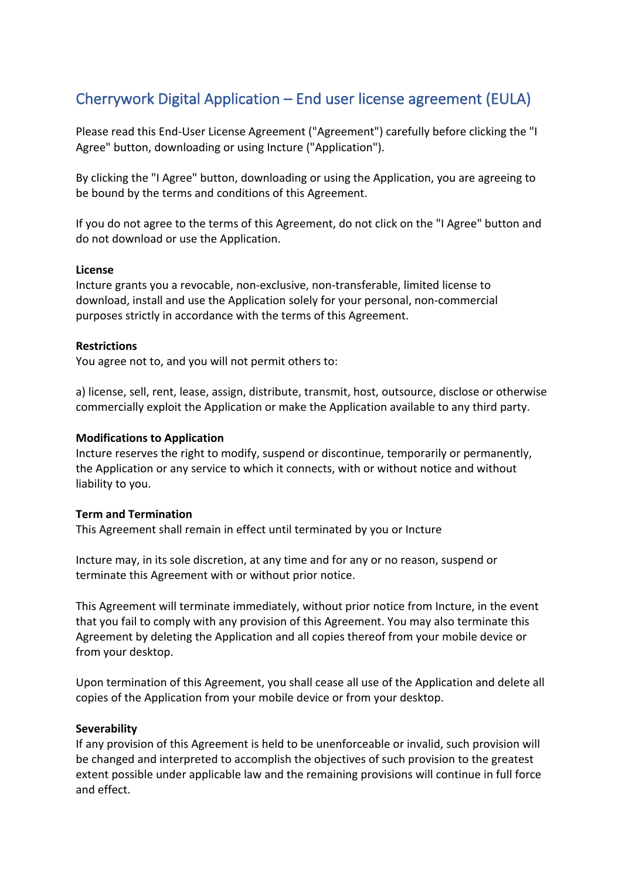# Cherrywork Digital Application – End user license agreement (EULA)

Please read this End-User License Agreement ("Agreement") carefully before clicking the "I Agree" button, downloading or using Incture ("Application").

By clicking the "I Agree" button, downloading or using the Application, you are agreeing to be bound by the terms and conditions of this Agreement.

If you do not agree to the terms of this Agreement, do not click on the "I Agree" button and do not download or use the Application.

**License**
Incture grants you a revocable, non-exclusive, non-transferable, limited license to download, install and use the Application solely for your personal, non-commercial purposes strictly in accordance with the terms of this Agreement.

**Restrictions**
You agree not to, and you will not permit others to:

a) license, sell, rent, lease, assign, distribute, transmit, host, outsource, disclose or otherwise commercially exploit the Application or make the Application available to any third party.

**Modifications to Application**
Incture reserves the right to modify, suspend or discontinue, temporarily or permanently, the Application or any service to which it connects, with or without notice and without liability to you.

**Term and Termination**
This Agreement shall remain in effect until terminated by you or Incture

Incture may, in its sole discretion, at any time and for any or no reason, suspend or terminate this Agreement with or without prior notice.

This Agreement will terminate immediately, without prior notice from Incture, in the event that you fail to comply with any provision of this Agreement. You may also terminate this Agreement by deleting the Application and all copies thereof from your mobile device or from your desktop.

Upon termination of this Agreement, you shall cease all use of the Application and delete all copies of the Application from your mobile device or from your desktop.

**Severability**
If any provision of this Agreement is held to be unenforceable or invalid, such provision will be changed and interpreted to accomplish the objectives of such provision to the greatest extent possible under applicable law and the remaining provisions will continue in full force and effect.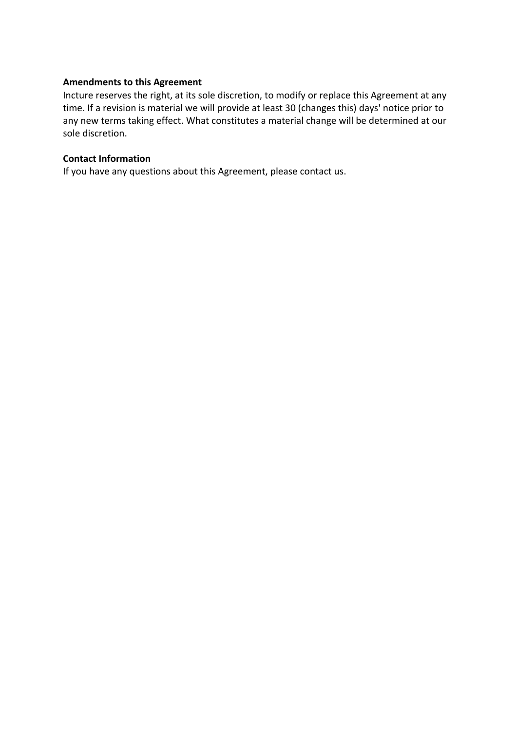**Amendments to this Agreement**

Incture reserves the right, at its sole discretion, to modify or replace this Agreement at any time. If a revision is material we will provide at least 30 (changes this) days' notice prior to any new terms taking effect. What constitutes a material change will be determined at our sole discretion.

**Contact Information**

If you have any questions about this Agreement, please contact us.